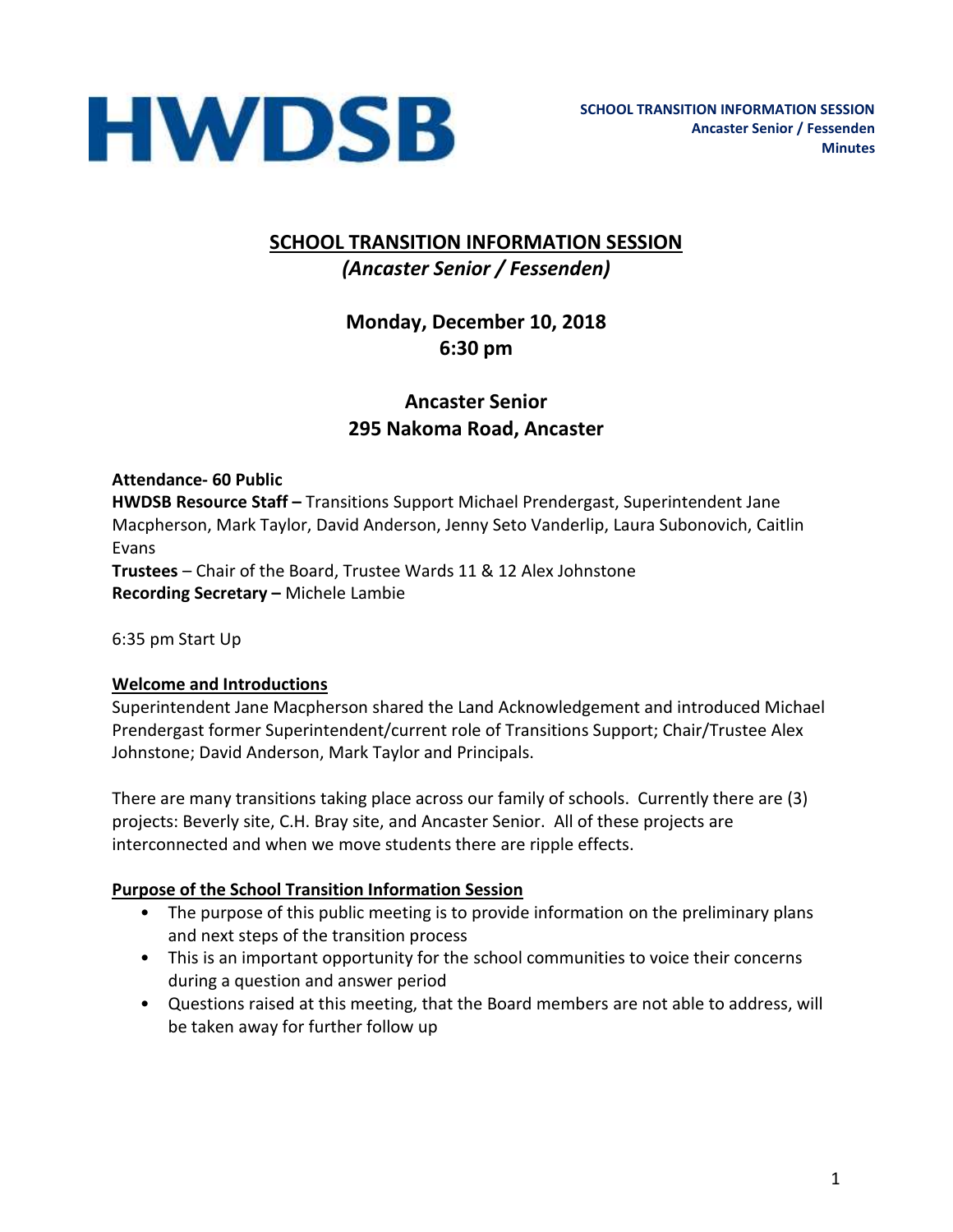HWDSB

**SCHOOL TRANSITION INFORMATION SESSION**
**Ancaster Senior / Fessenden**
**Minutes**

# SCHOOL TRANSITION INFORMATION SESSION

## *(Ancaster Senior / Fessenden)*

## Monday, December 10, 2018
## 6:30 pm

## Ancaster Senior
## 295 Nakoma Road, Ancaster

**Attendance- 60 Public**
**HWDSB Resource Staff –** Transitions Support Michael Prendergast, Superintendent Jane Macpherson, Mark Taylor, David Anderson, Jenny Seto Vanderlip, Laura Subonovich, Caitlin Evans
**Trustees** – Chair of the Board, Trustee Wards 11 & 12 Alex Johnstone
**Recording Secretary –** Michele Lambie

6:35 pm Start Up

**Welcome and Introductions**

Superintendent Jane Macpherson shared the Land Acknowledgement and introduced Michael Prendergast former Superintendent/current role of Transitions Support; Chair/Trustee Alex Johnstone; David Anderson, Mark Taylor and Principals.

There are many transitions taking place across our family of schools. Currently there are (3) projects: Beverly site, C.H. Bray site, and Ancaster Senior. All of these projects are interconnected and when we move students there are ripple effects.

**Purpose of the School Transition Information Session**

- The purpose of this public meeting is to provide information on the preliminary plans and next steps of the transition process
- This is an important opportunity for the school communities to voice their concerns during a question and answer period
- Questions raised at this meeting, that the Board members are not able to address, will be taken away for further follow up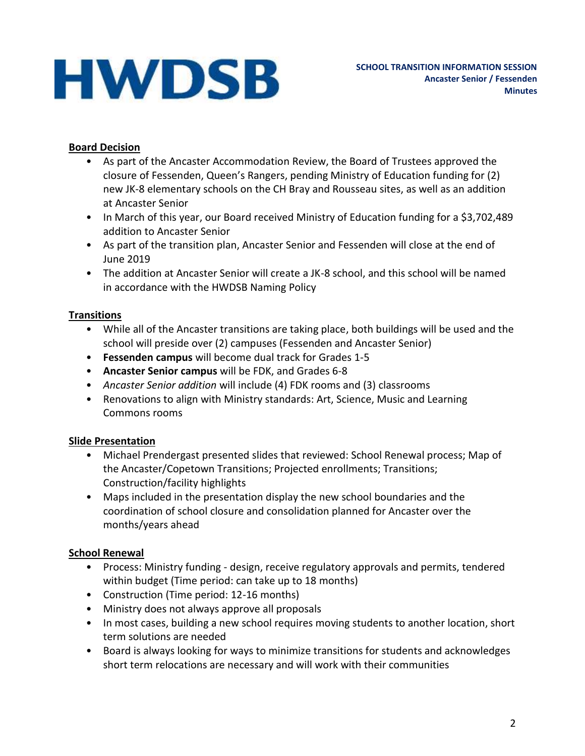HWDSB

**SCHOOL TRANSITION INFORMATION SESSION**
**Ancaster Senior / Fessenden**
**Minutes**

**Board Decision**

- As part of the Ancaster Accommodation Review, the Board of Trustees approved the closure of Fessenden, Queen's Rangers, pending Ministry of Education funding for (2) new JK-8 elementary schools on the CH Bray and Rousseau sites, as well as an addition at Ancaster Senior
- In March of this year, our Board received Ministry of Education funding for a $3,702,489 addition to Ancaster Senior
- As part of the transition plan, Ancaster Senior and Fessenden will close at the end of June 2019
- The addition at Ancaster Senior will create a JK-8 school, and this school will be named in accordance with the HWDSB Naming Policy

**Transitions**

- While all of the Ancaster transitions are taking place, both buildings will be used and the school will preside over (2) campuses (Fessenden and Ancaster Senior)
- **Fessenden campus** will become dual track for Grades 1-5
- **Ancaster Senior campus** will be FDK, and Grades 6-8
- *Ancaster Senior addition* will include (4) FDK rooms and (3) classrooms
- Renovations to align with Ministry standards: Art, Science, Music and Learning Commons rooms

**Slide Presentation**

- Michael Prendergast presented slides that reviewed: School Renewal process; Map of the Ancaster/Copetown Transitions; Projected enrollments; Transitions; Construction/facility highlights
- Maps included in the presentation display the new school boundaries and the coordination of school closure and consolidation planned for Ancaster over the months/years ahead

**School Renewal**

- Process: Ministry funding - design, receive regulatory approvals and permits, tendered within budget (Time period: can take up to 18 months)
- Construction (Time period: 12-16 months)
- Ministry does not always approve all proposals
- In most cases, building a new school requires moving students to another location, short term solutions are needed
- Board is always looking for ways to minimize transitions for students and acknowledges short term relocations are necessary and will work with their communities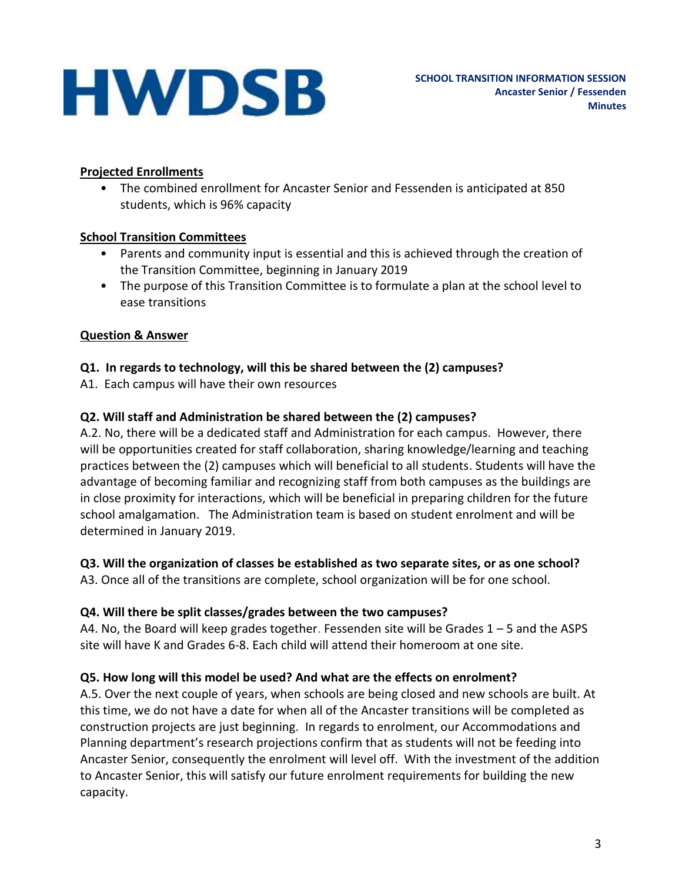## Projected Enrollments

- The combined enrollment for Ancaster Senior and Fessenden is anticipated at 850 students, which is 96% capacity

## School Transition Committees

- Parents and community input is essential and this is achieved through the creation of the Transition Committee, beginning in January 2019
- The purpose of this Transition Committee is to formulate a plan at the school level to ease transitions

## Question & Answer

**Q1. In regards to technology, will this be shared between the (2) campuses?**

A1. Each campus will have their own resources

**Q2. Will staff and Administration be shared between the (2) campuses?**

A.2. No, there will be a dedicated staff and Administration for each campus. However, there will be opportunities created for staff collaboration, sharing knowledge/learning and teaching practices between the (2) campuses which will beneficial to all students. Students will have the advantage of becoming familiar and recognizing staff from both campuses as the buildings are in close proximity for interactions, which will be beneficial in preparing children for the future school amalgamation. The Administration team is based on student enrolment and will be determined in January 2019.

**Q3. Will the organization of classes be established as two separate sites, or as one school?**

A3. Once all of the transitions are complete, school organization will be for one school.

**Q4. Will there be split classes/grades between the two campuses?**

A4. No, the Board will keep grades together. Fessenden site will be Grades 1 – 5 and the ASPS site will have K and Grades 6-8. Each child will attend their homeroom at one site.

**Q5. How long will this model be used? And what are the effects on enrolment?**

A.5. Over the next couple of years, when schools are being closed and new schools are built. At this time, we do not have a date for when all of the Ancaster transitions will be completed as construction projects are just beginning. In regards to enrolment, our Accommodations and Planning department's research projections confirm that as students will not be feeding into Ancaster Senior, consequently the enrolment will level off. With the investment of the addition to Ancaster Senior, this will satisfy our future enrolment requirements for building the new capacity.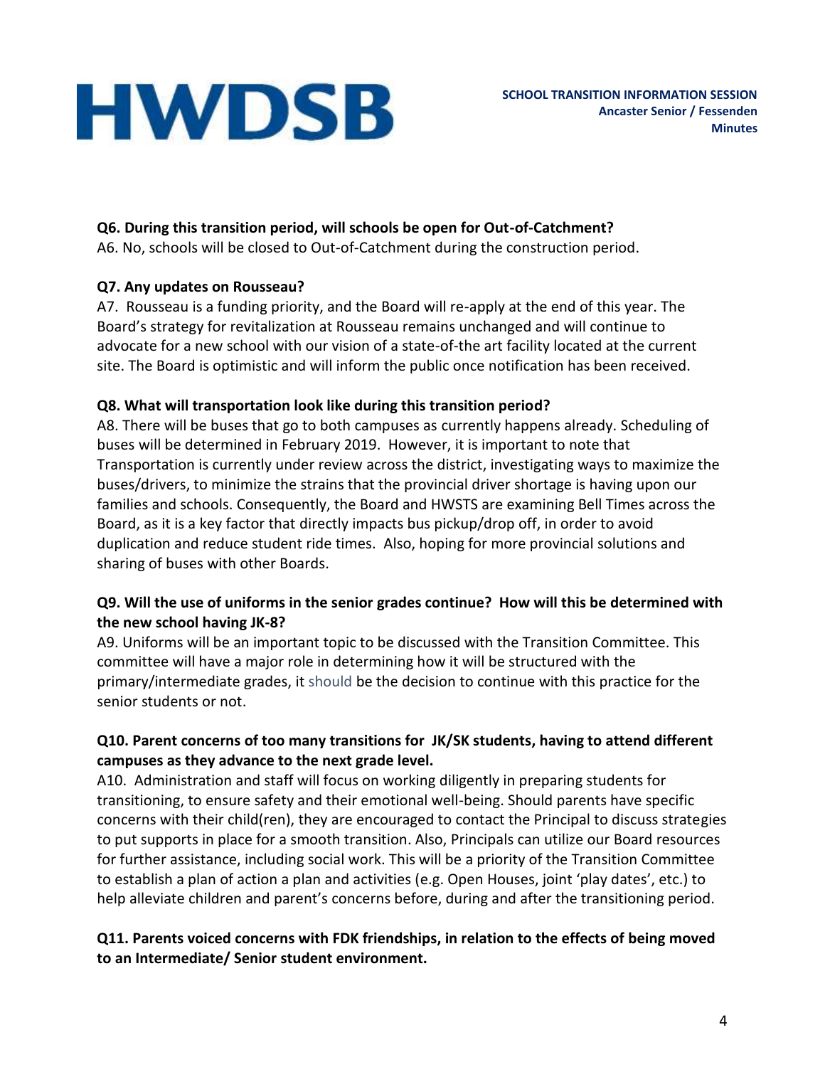**Q6. During this transition period, will schools be open for Out-of-Catchment?**
A6. No, schools will be closed to Out-of-Catchment during the construction period.

**Q7. Any updates on Rousseau?**
A7. Rousseau is a funding priority, and the Board will re-apply at the end of this year. The Board's strategy for revitalization at Rousseau remains unchanged and will continue to advocate for a new school with our vision of a state-of-the art facility located at the current site. The Board is optimistic and will inform the public once notification has been received.

**Q8. What will transportation look like during this transition period?**
A8. There will be buses that go to both campuses as currently happens already. Scheduling of buses will be determined in February 2019. However, it is important to note that Transportation is currently under review across the district, investigating ways to maximize the buses/drivers, to minimize the strains that the provincial driver shortage is having upon our families and schools. Consequently, the Board and HWSTS are examining Bell Times across the Board, as it is a key factor that directly impacts bus pickup/drop off, in order to avoid duplication and reduce student ride times. Also, hoping for more provincial solutions and sharing of buses with other Boards.

**Q9. Will the use of uniforms in the senior grades continue? How will this be determined with the new school having JK-8?**
A9. Uniforms will be an important topic to be discussed with the Transition Committee. This committee will have a major role in determining how it will be structured with the primary/intermediate grades, it should be the decision to continue with this practice for the senior students or not.

**Q10. Parent concerns of too many transitions for JK/SK students, having to attend different campuses as they advance to the next grade level.**
A10. Administration and staff will focus on working diligently in preparing students for transitioning, to ensure safety and their emotional well-being. Should parents have specific concerns with their child(ren), they are encouraged to contact the Principal to discuss strategies to put supports in place for a smooth transition. Also, Principals can utilize our Board resources for further assistance, including social work. This will be a priority of the Transition Committee to establish a plan of action a plan and activities (e.g. Open Houses, joint 'play dates', etc.) to help alleviate children and parent's concerns before, during and after the transitioning period.

**Q11. Parents voiced concerns with FDK friendships, in relation to the effects of being moved to an Intermediate/ Senior student environment.**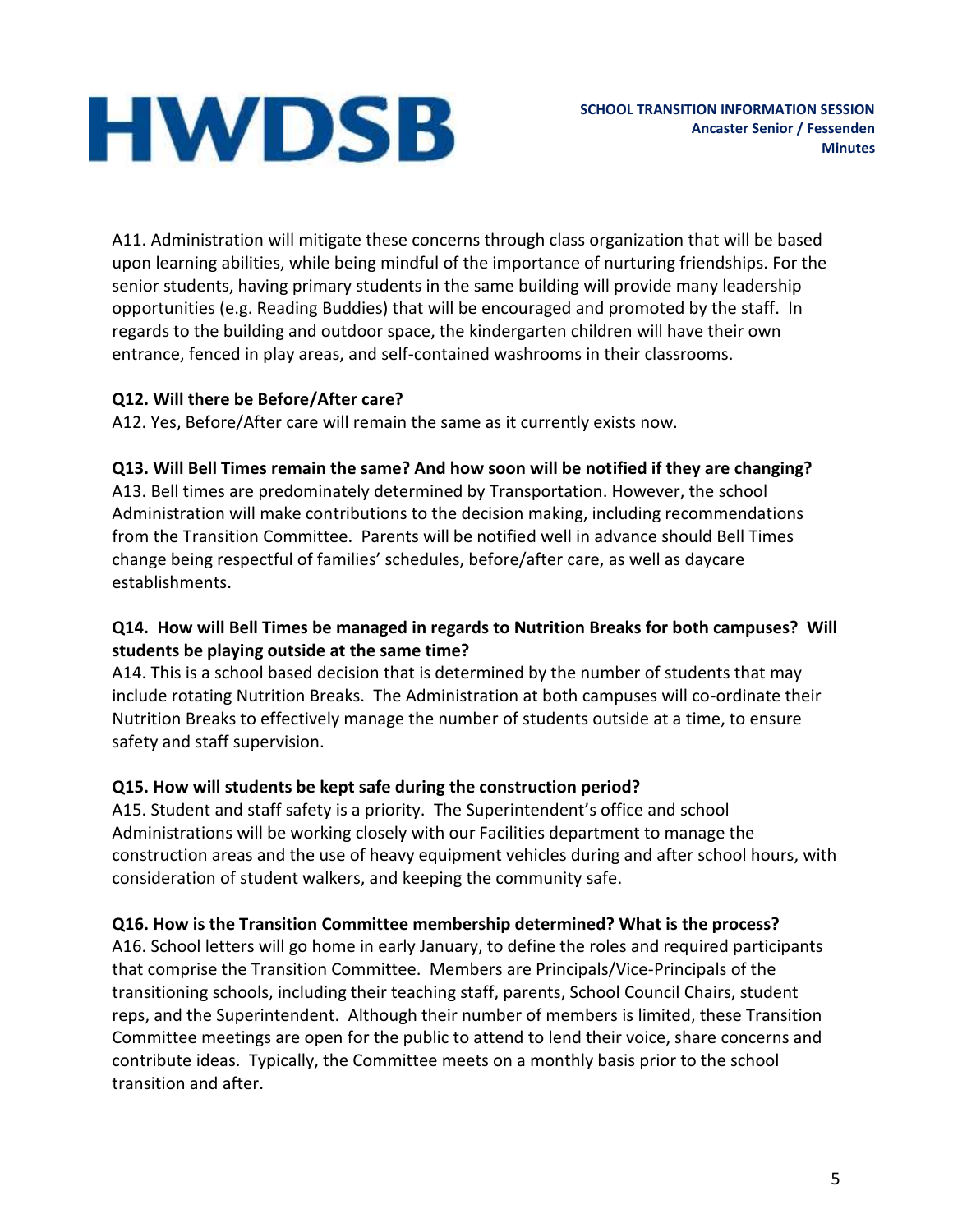A11. Administration will mitigate these concerns through class organization that will be based upon learning abilities, while being mindful of the importance of nurturing friendships. For the senior students, having primary students in the same building will provide many leadership opportunities (e.g. Reading Buddies) that will be encouraged and promoted by the staff. In regards to the building and outdoor space, the kindergarten children will have their own entrance, fenced in play areas, and self-contained washrooms in their classrooms.

**Q12. Will there be Before/After care?**
A12. Yes, Before/After care will remain the same as it currently exists now.

**Q13. Will Bell Times remain the same? And how soon will be notified if they are changing?**
A13. Bell times are predominately determined by Transportation. However, the school Administration will make contributions to the decision making, including recommendations from the Transition Committee. Parents will be notified well in advance should Bell Times change being respectful of families' schedules, before/after care, as well as daycare establishments.

**Q14. How will Bell Times be managed in regards to Nutrition Breaks for both campuses? Will students be playing outside at the same time?**
A14. This is a school based decision that is determined by the number of students that may include rotating Nutrition Breaks. The Administration at both campuses will co-ordinate their Nutrition Breaks to effectively manage the number of students outside at a time, to ensure safety and staff supervision.

**Q15. How will students be kept safe during the construction period?**
A15. Student and staff safety is a priority. The Superintendent's office and school Administrations will be working closely with our Facilities department to manage the construction areas and the use of heavy equipment vehicles during and after school hours, with consideration of student walkers, and keeping the community safe.

**Q16. How is the Transition Committee membership determined? What is the process?**
A16. School letters will go home in early January, to define the roles and required participants that comprise the Transition Committee. Members are Principals/Vice-Principals of the transitioning schools, including their teaching staff, parents, School Council Chairs, student reps, and the Superintendent. Although their number of members is limited, these Transition Committee meetings are open for the public to attend to lend their voice, share concerns and contribute ideas. Typically, the Committee meets on a monthly basis prior to the school transition and after.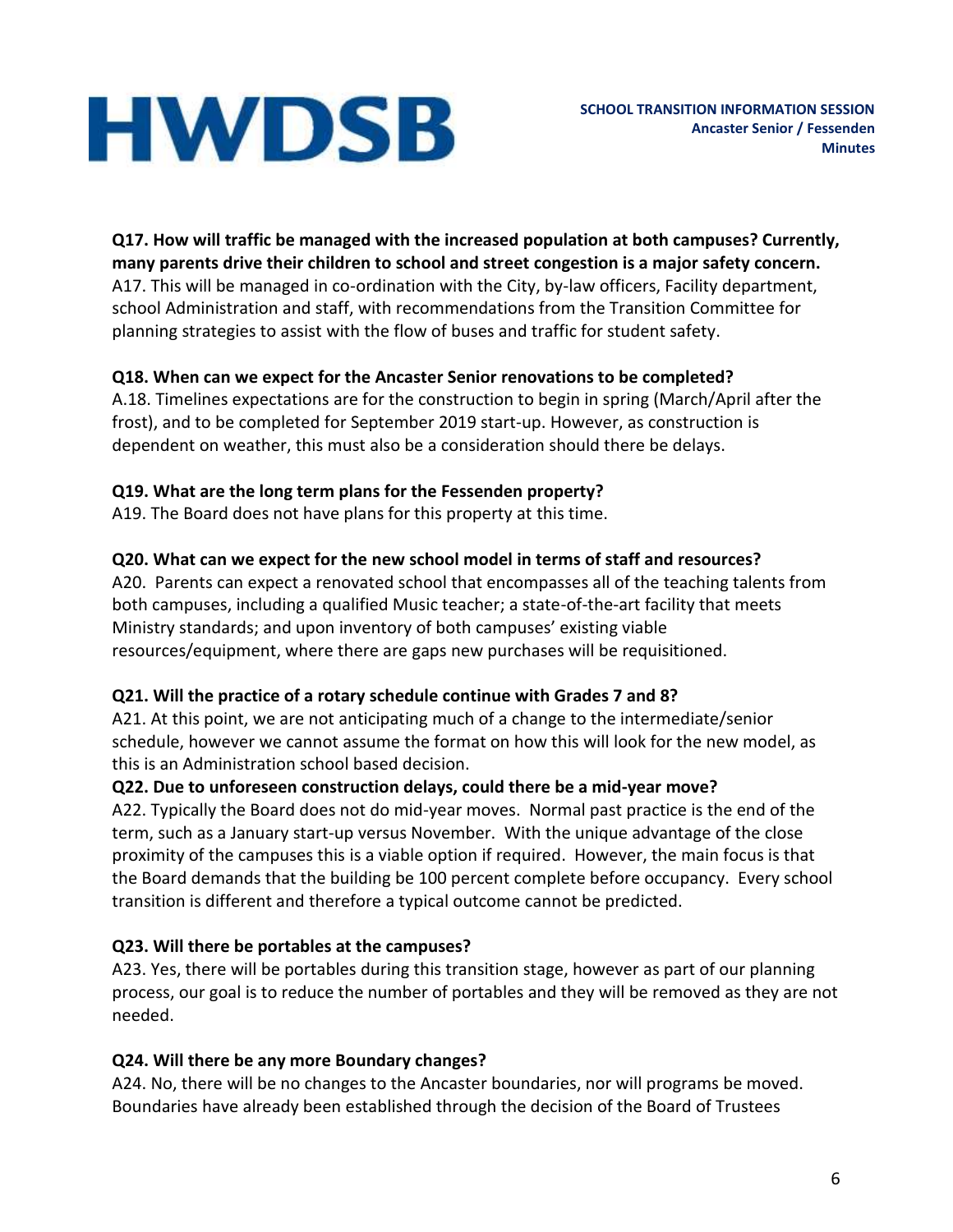**Q17. How will traffic be managed with the increased population at both campuses? Currently, many parents drive their children to school and street congestion is a major safety concern.**
A17. This will be managed in co-ordination with the City, by-law officers, Facility department, school Administration and staff, with recommendations from the Transition Committee for planning strategies to assist with the flow of buses and traffic for student safety.

**Q18. When can we expect for the Ancaster Senior renovations to be completed?**
A.18. Timelines expectations are for the construction to begin in spring (March/April after the frost), and to be completed for September 2019 start-up. However, as construction is dependent on weather, this must also be a consideration should there be delays.

**Q19. What are the long term plans for the Fessenden property?**
A19. The Board does not have plans for this property at this time.

**Q20. What can we expect for the new school model in terms of staff and resources?**
A20. Parents can expect a renovated school that encompasses all of the teaching talents from both campuses, including a qualified Music teacher; a state-of-the-art facility that meets Ministry standards; and upon inventory of both campuses' existing viable resources/equipment, where there are gaps new purchases will be requisitioned.

**Q21. Will the practice of a rotary schedule continue with Grades 7 and 8?**
A21. At this point, we are not anticipating much of a change to the intermediate/senior schedule, however we cannot assume the format on how this will look for the new model, as this is an Administration school based decision.

**Q22. Due to unforeseen construction delays, could there be a mid-year move?**
A22. Typically the Board does not do mid-year moves. Normal past practice is the end of the term, such as a January start-up versus November. With the unique advantage of the close proximity of the campuses this is a viable option if required. However, the main focus is that the Board demands that the building be 100 percent complete before occupancy. Every school transition is different and therefore a typical outcome cannot be predicted.

**Q23. Will there be portables at the campuses?**
A23. Yes, there will be portables during this transition stage, however as part of our planning process, our goal is to reduce the number of portables and they will be removed as they are not needed.

**Q24. Will there be any more Boundary changes?**
A24. No, there will be no changes to the Ancaster boundaries, nor will programs be moved. Boundaries have already been established through the decision of the Board of Trustees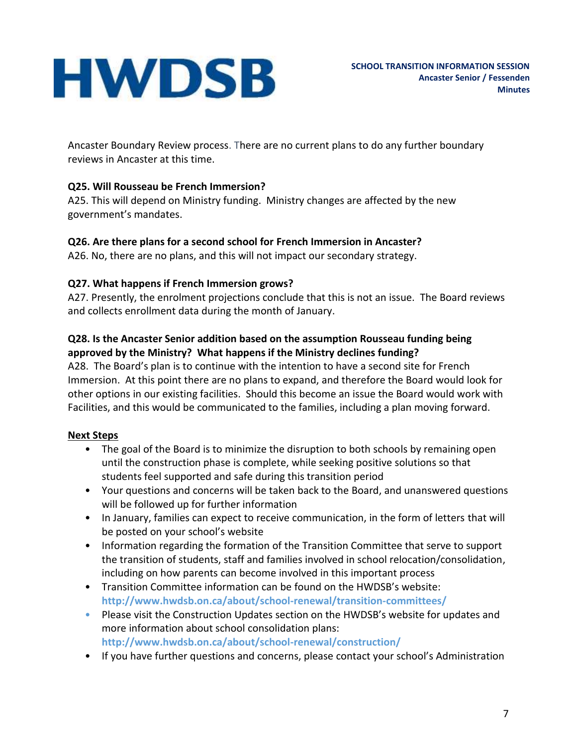Ancaster Boundary Review process. There are no current plans to do any further boundary reviews in Ancaster at this time.

**Q25. Will Rousseau be French Immersion?**

A25. This will depend on Ministry funding. Ministry changes are affected by the new government's mandates.

**Q26. Are there plans for a second school for French Immersion in Ancaster?**

A26. No, there are no plans, and this will not impact our secondary strategy.

**Q27. What happens if French Immersion grows?**

A27. Presently, the enrolment projections conclude that this is not an issue. The Board reviews and collects enrollment data during the month of January.

**Q28. Is the Ancaster Senior addition based on the assumption Rousseau funding being approved by the Ministry? What happens if the Ministry declines funding?**

A28. The Board's plan is to continue with the intention to have a second site for French Immersion. At this point there are no plans to expand, and therefore the Board would look for other options in our existing facilities. Should this become an issue the Board would work with Facilities, and this would be communicated to the families, including a plan moving forward.

**<u>Next Steps</u>**

- The goal of the Board is to minimize the disruption to both schools by remaining open until the construction phase is complete, while seeking positive solutions so that students feel supported and safe during this transition period
- Your questions and concerns will be taken back to the Board, and unanswered questions will be followed up for further information
- In January, families can expect to receive communication, in the form of letters that will be posted on your school's website
- Information regarding the formation of the Transition Committee that serve to support the transition of students, staff and families involved in school relocation/consolidation, including on how parents can become involved in this important process
- Transition Committee information can be found on the HWDSB's website: **http://www.hwdsb.on.ca/about/school-renewal/transition-committees/**
- Please visit the Construction Updates section on the HWDSB's website for updates and more information about school consolidation plans: **http://www.hwdsb.on.ca/about/school-renewal/construction/**
- If you have further questions and concerns, please contact your school's Administration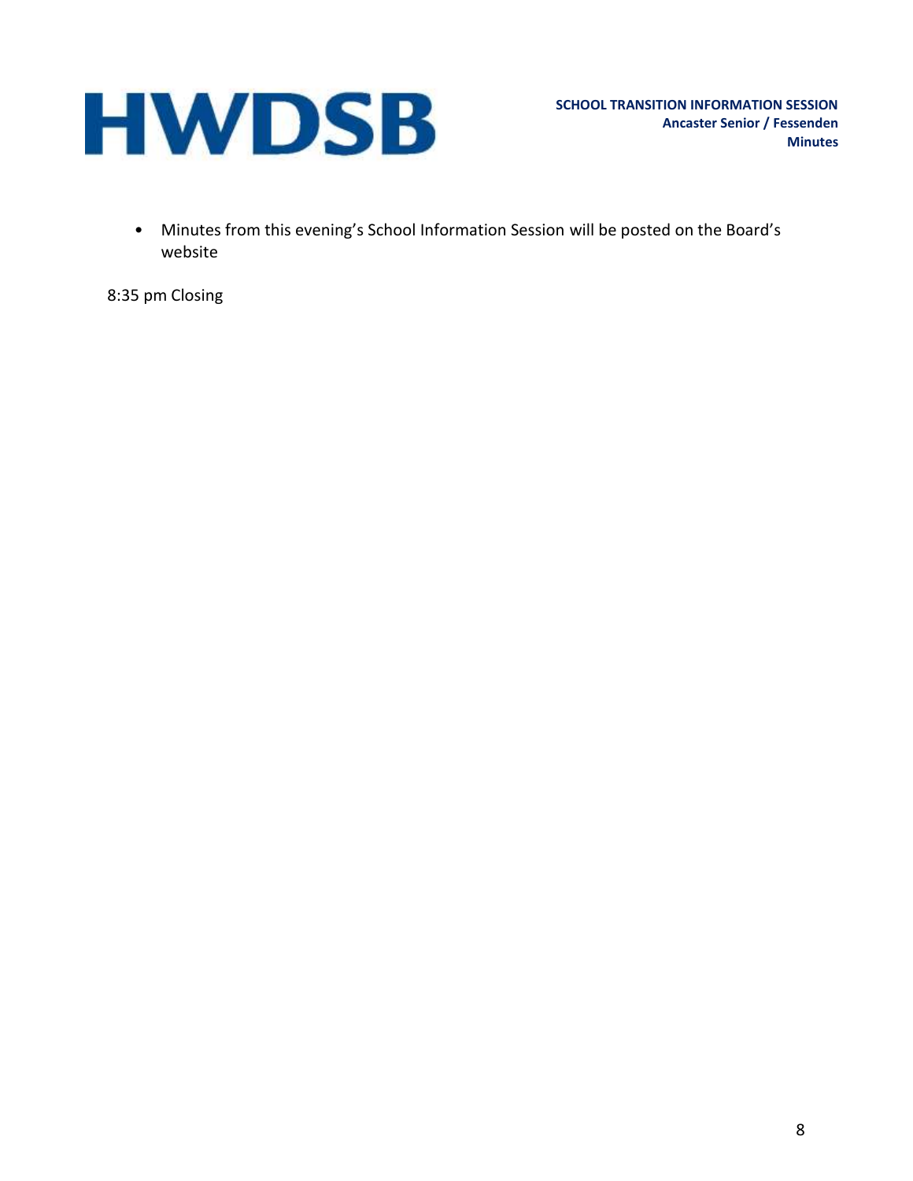- Minutes from this evening's School Information Session will be posted on the Board's website

8:35 pm Closing